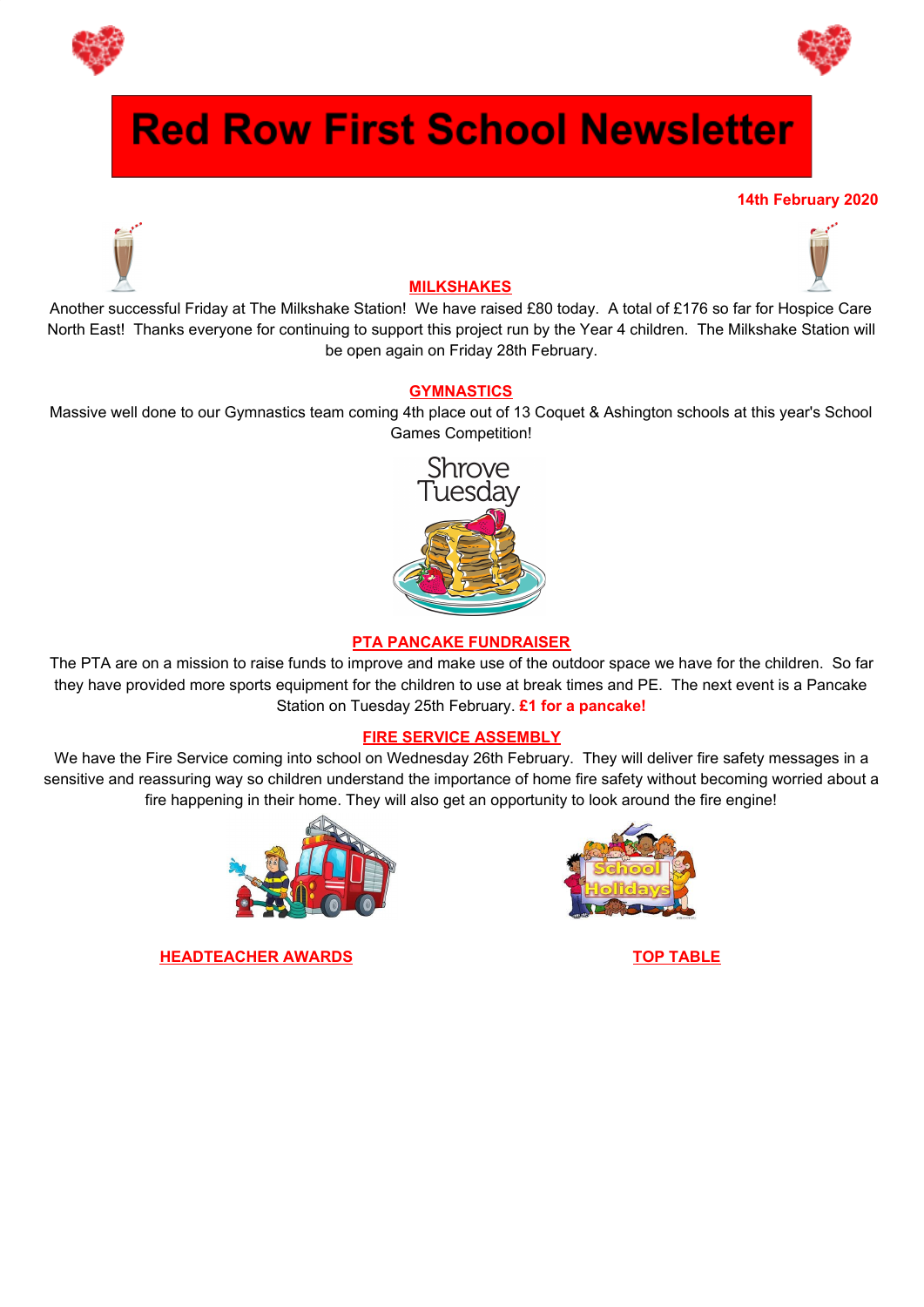# Red Row First School Newsletter

**14th February 2020**

## MILKSHAKES

Another successful Friday at The Milkshake Station! We have raised £80 today. A total of £176 so far for Hospice Care North East! Thanks everyone for continuing to support this project run by the Year 4 children. The Milkshake Station will be open again on Friday 28th February.

## GYMNASTICS

Massive well done to our Gymnastics team coming 4th place out of 13 Coquet & Ashington schools at this year's School Games Competition!

## PTA PANCAKE FUNDRAISER

The PTA are on a mission to raise funds to improve and make use of the outdoor space we have for the children. So far they have provided more sports equipment for the children to use at break times and PE. The next event is a Pancake Station on Tuesday 25th February. **£1 for a pancake!**

## FIRE SERVICE ASSEMBLY

We have the Fire Service coming into school on Wednesday 26th February. They will deliver fire safety messages in a sensitive and reassuring way so children understand the importance of home fire safety without becoming worried about a fire happening in their home. They will also get an opportunity to look around the fire engine!

## HEADTEACHER AWARDS

## TOP TABLE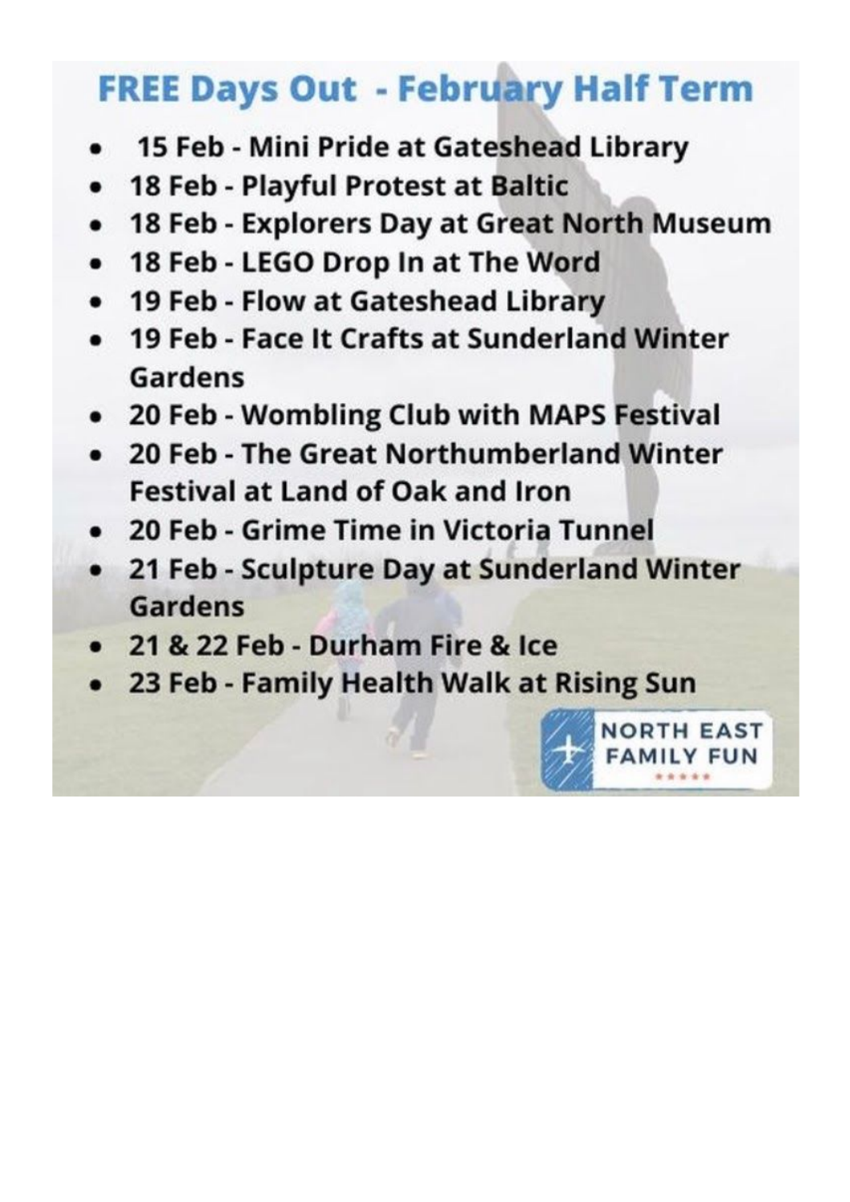# FREE Days Out - February Half Term

- 15 Feb - Mini Pride at Gateshead Library
- 18 Feb - Playful Protest at Baltic
- 18 Feb - Explorers Day at Great North Museum
- 18 Feb - LEGO Drop In at The Word
- 19 Feb - Flow at Gateshead Library
- 19 Feb - Face It Crafts at Sunderland Winter Gardens
- 20 Feb - Wombling Club with MAPS Festival
- 20 Feb - The Great Northumberland Winter Festival at Land of Oak and Iron
- 20 Feb - Grime Time in Victoria Tunnel
- 21 Feb - Sculpture Day at Sunderland Winter Gardens
- 21 & 22 Feb - Durham Fire & Ice
- 23 Feb - Family Health Walk at Rising Sun

NORTH EAST FAMILY FUN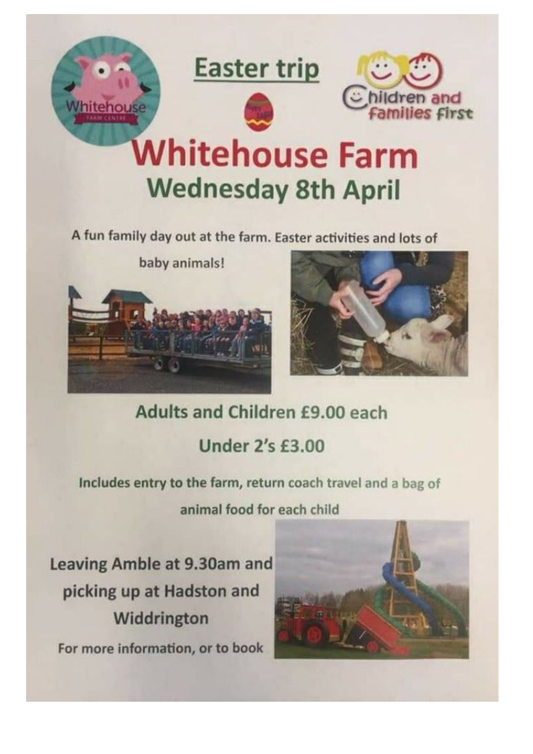Whitehouse FARM CENTRE

## Easter trip

Children and families first

# Whitehouse Farm

## Wednesday 8th April

A fun family day out at the farm. Easter activities and lots of baby animals!

**Adults and Children £9.00 each**

**Under 2's £3.00**

Includes entry to the farm, return coach travel and a bag of animal food for each child

**Leaving Amble at 9.30am and picking up at Hadston and Widdrington**

For more information, or to book